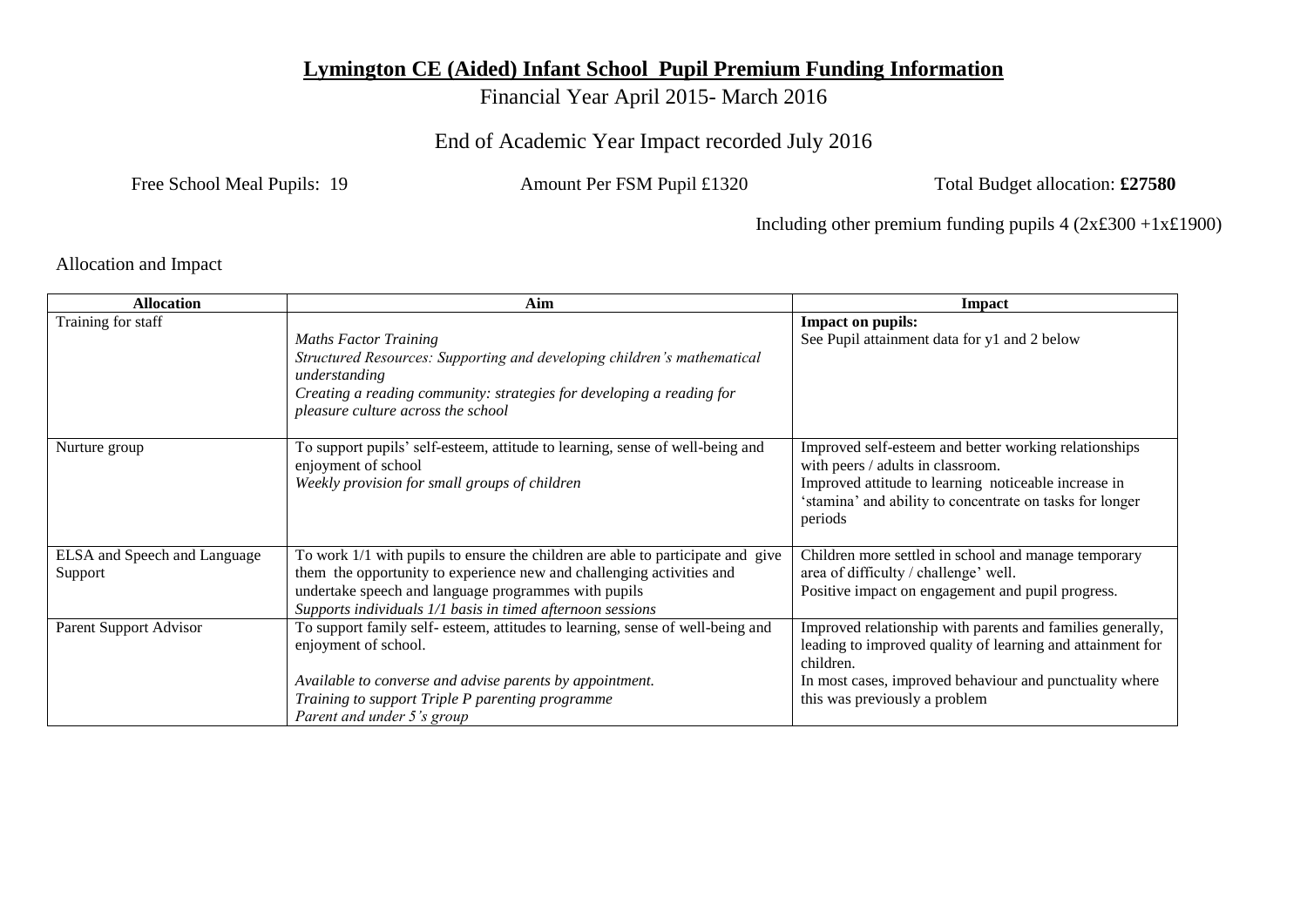# **Lymington CE (Aided) Infant School Pupil Premium Funding Information**

Financial Year April 2015- March 2016

End of Academic Year Impact recorded July 2016

Free School Meal Pupils: 19 Amount Per FSM Pupil £1320 Total Budget allocation: **£27580**

Including other premium funding pupils 4 (2x£300 +1x£1900)

Allocation and Impact

| Allocation | Aim | Impact |
|---|---|---|
| Training for staff | *Maths Factor Training*<br>*Structured Resources: Supporting and developing children's mathematical understanding*<br>*Creating a reading community: strategies for developing a reading for pleasure culture across the school* | **Impact on pupils:**<br>See Pupil attainment data for y1 and 2 below |
| Nurture group | To support pupils' self-esteem, attitude to learning, sense of well-being and enjoyment of school<br>*Weekly provision for small groups of children* | Improved self-esteem and better working relationships with peers / adults in classroom.<br>Improved attitude to learning noticeable increase in 'stamina' and ability to concentrate on tasks for longer periods |
| ELSA and Speech and Language Support | To work 1/1 with pupils to ensure the children are able to participate and give them the opportunity to experience new and challenging activities and undertake speech and language programmes with pupils<br>*Supports individuals 1/1 basis in timed afternoon sessions* | Children more settled in school and manage temporary area of difficulty / challenge' well.<br>Positive impact on engagement and pupil progress. |
| Parent Support Advisor | To support family self- esteem, attitudes to learning, sense of well-being and enjoyment of school.<br><br>*Available to converse and advise parents by appointment.*<br>*Training to support Triple P parenting programme*<br>*Parent and under 5's group* | Improved relationship with parents and families generally, leading to improved quality of learning and attainment for children.<br>In most cases, improved behaviour and punctuality where this was previously a problem |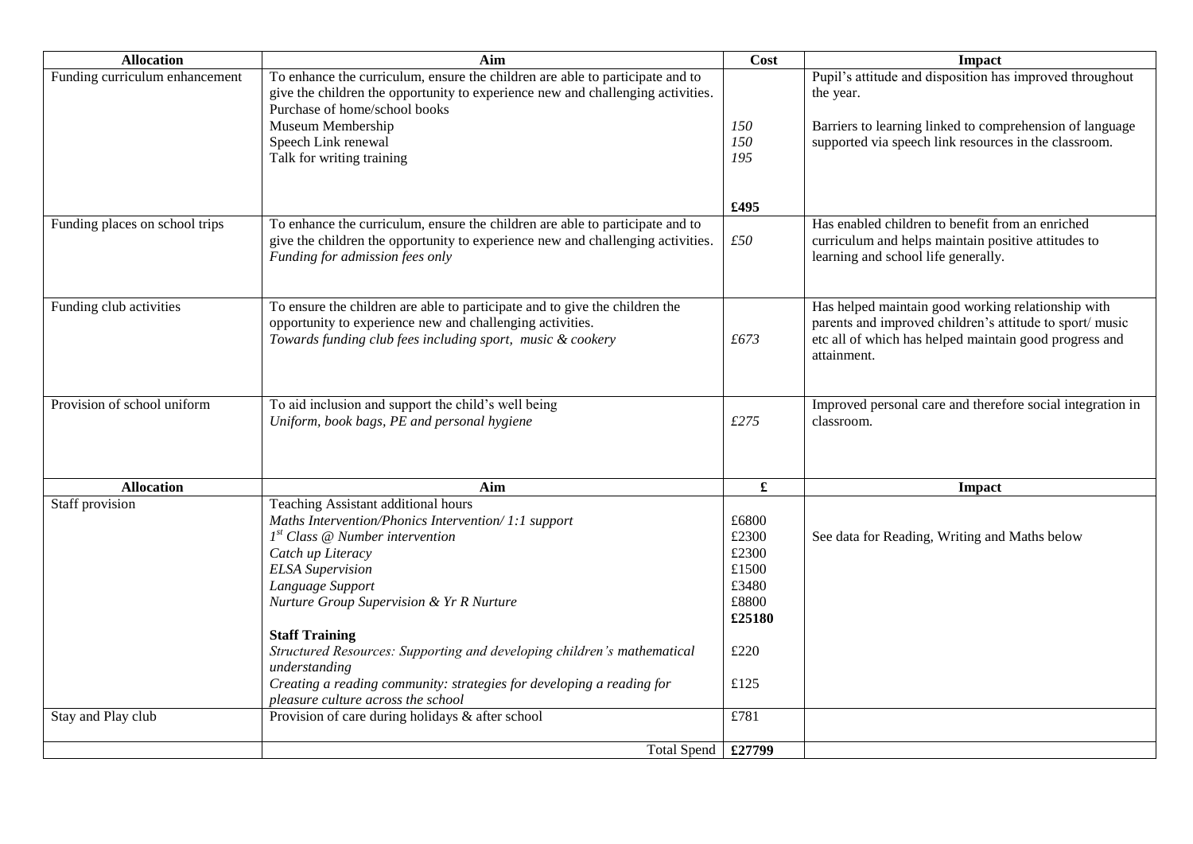| Allocation | Aim | Cost | Impact |
|---|---|---|---|
| Funding curriculum enhancement | To enhance the curriculum, ensure the children are able to participate and to give the children the opportunity to experience new and challenging activities.<br>Purchase of home/school books<br>Museum Membership<br>Speech Link renewal<br>Talk for writing training | *150*<br>*150*<br>*195*<br><br>**£495** | Pupil's attitude and disposition has improved throughout the year.<br><br>Barriers to learning linked to comprehension of language supported via speech link resources in the classroom. |
| Funding places on school trips | To enhance the curriculum, ensure the children are able to participate and to give the children the opportunity to experience new and challenging activities.<br>*Funding for admission fees only* | *£50* | Has enabled children to benefit from an enriched curriculum and helps maintain positive attitudes to learning and school life generally. |
| Funding club activities | To ensure the children are able to participate and to give the children the opportunity to experience new and challenging activities.<br>*Towards funding club fees including sport, music & cookery* | *£673* | Has helped maintain good working relationship with parents and improved children's attitude to sport/ music etc all of which has helped maintain good progress and attainment. |
| Provision of school uniform | To aid inclusion and support the child's well being<br>*Uniform, book bags, PE and personal hygiene* | *£275* | Improved personal care and therefore social integration in classroom. |
| **Allocation** | **Aim** | **£** | **Impact** |
| Staff provision | Teaching Assistant additional hours<br>*Maths Intervention/Phonics Intervention/ 1:1 support*<br>*1st Class @ Number intervention*<br>*Catch up Literacy*<br>*ELSA Supervision*<br>*Language Support*<br>*Nurture Group Supervision & Yr R Nurture*<br><br>**Staff Training**<br>*Structured Resources: Supporting and developing children's mathematical understanding*<br>*Creating a reading community: strategies for developing a reading for pleasure culture across the school* | £6800<br>£2300<br>£2300<br>£1500<br>£3480<br>£8800<br>**£25180**<br><br>£220<br><br>£125 | See data for Reading, Writing and Maths below |
| Stay and Play club | Provision of care during holidays & after school | £781 | |
| | Total Spend | **£27799** | |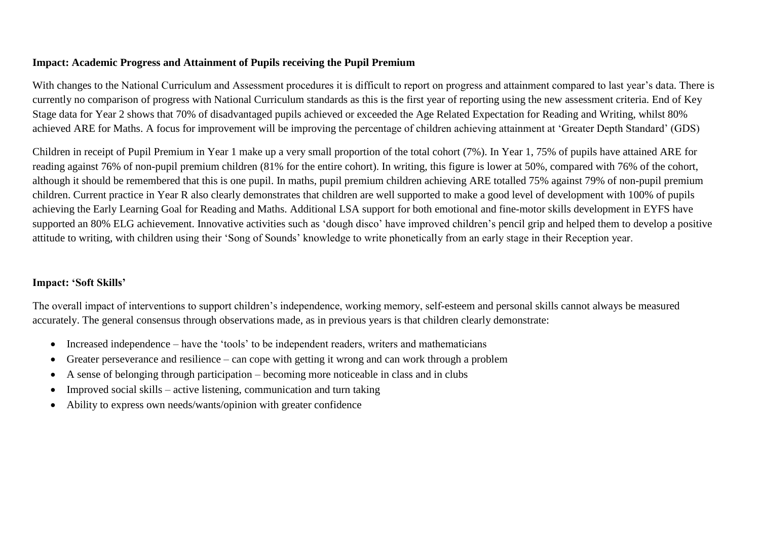**Impact: Academic Progress and Attainment of Pupils receiving the Pupil Premium**

With changes to the National Curriculum and Assessment procedures it is difficult to report on progress and attainment compared to last year's data. There is currently no comparison of progress with National Curriculum standards as this is the first year of reporting using the new assessment criteria. End of Key Stage data for Year 2 shows that 70% of disadvantaged pupils achieved or exceeded the Age Related Expectation for Reading and Writing, whilst 80% achieved ARE for Maths. A focus for improvement will be improving the percentage of children achieving attainment at 'Greater Depth Standard' (GDS)

Children in receipt of Pupil Premium in Year 1 make up a very small proportion of the total cohort (7%). In Year 1, 75% of pupils have attained ARE for reading against 76% of non-pupil premium children (81% for the entire cohort). In writing, this figure is lower at 50%, compared with 76% of the cohort, although it should be remembered that this is one pupil. In maths, pupil premium children achieving ARE totalled 75% against 79% of non-pupil premium children. Current practice in Year R also clearly demonstrates that children are well supported to make a good level of development with 100% of pupils achieving the Early Learning Goal for Reading and Maths. Additional LSA support for both emotional and fine-motor skills development in EYFS have supported an 80% ELG achievement. Innovative activities such as 'dough disco' have improved children's pencil grip and helped them to develop a positive attitude to writing, with children using their 'Song of Sounds' knowledge to write phonetically from an early stage in their Reception year.

**Impact: 'Soft Skills'**

The overall impact of interventions to support children's independence, working memory, self-esteem and personal skills cannot always be measured accurately. The general consensus through observations made, as in previous years is that children clearly demonstrate:

- Increased independence – have the 'tools' to be independent readers, writers and mathematicians
- Greater perseverance and resilience – can cope with getting it wrong and can work through a problem
- A sense of belonging through participation – becoming more noticeable in class and in clubs
- Improved social skills – active listening, communication and turn taking
- Ability to express own needs/wants/opinion with greater confidence